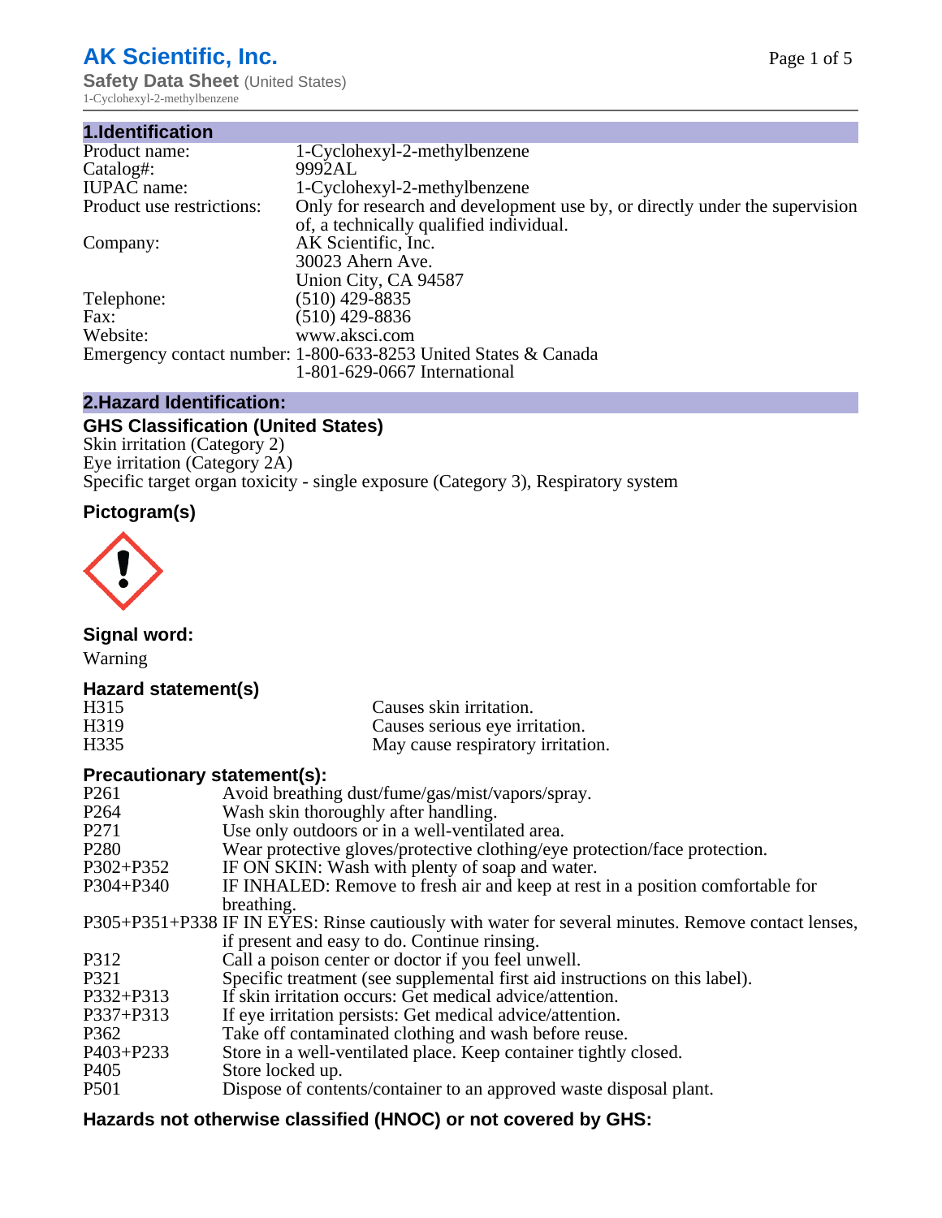# AK Scientific, Inc.

**Safety Data Sheet** (United States)

1-Cyclohexyl-2-methylbenzene

## 1.Identification

| | |
|---|---|
| Product name: | 1-Cyclohexyl-2-methylbenzene |
| Catalog#: | 9992AL |
| IUPAC name: | 1-Cyclohexyl-2-methylbenzene |
| Product use restrictions: | Only for research and development use by, or directly under the supervision of, a technically qualified individual. |
| Company: | AK Scientific, Inc.<br>30023 Ahern Ave.<br>Union City, CA 94587 |
| Telephone: | (510) 429-8835 |
| Fax: | (510) 429-8836 |
| Website: | www.aksci.com |
| Emergency contact number: | 1-800-633-8253 United States & Canada<br>1-801-629-0667 International |

## 2.Hazard Identification:

### GHS Classification (United States)

Skin irritation (Category 2)
Eye irritation (Category 2A)
Specific target organ toxicity - single exposure (Category 3), Respiratory system

### Pictogram(s)

### Signal word:

Warning

### Hazard statement(s)

| | |
|---|---|
| H315 | Causes skin irritation. |
| H319 | Causes serious eye irritation. |
| H335 | May cause respiratory irritation. |

### Precautionary statement(s):

| | |
|---|---|
| P261 | Avoid breathing dust/fume/gas/mist/vapors/spray. |
| P264 | Wash skin thoroughly after handling. |
| P271 | Use only outdoors or in a well-ventilated area. |
| P280 | Wear protective gloves/protective clothing/eye protection/face protection. |
| P302+P352 | IF ON SKIN: Wash with plenty of soap and water. |
| P304+P340 | IF INHALED: Remove to fresh air and keep at rest in a position comfortable for breathing. |
| P305+P351+P338 | IF IN EYES: Rinse cautiously with water for several minutes. Remove contact lenses, if present and easy to do. Continue rinsing. |
| P312 | Call a poison center or doctor if you feel unwell. |
| P321 | Specific treatment (see supplemental first aid instructions on this label). |
| P332+P313 | If skin irritation occurs: Get medical advice/attention. |
| P337+P313 | If eye irritation persists: Get medical advice/attention. |
| P362 | Take off contaminated clothing and wash before reuse. |
| P403+P233 | Store in a well-ventilated place. Keep container tightly closed. |
| P405 | Store locked up. |
| P501 | Dispose of contents/container to an approved waste disposal plant. |

### Hazards not otherwise classified (HNOC) or not covered by GHS: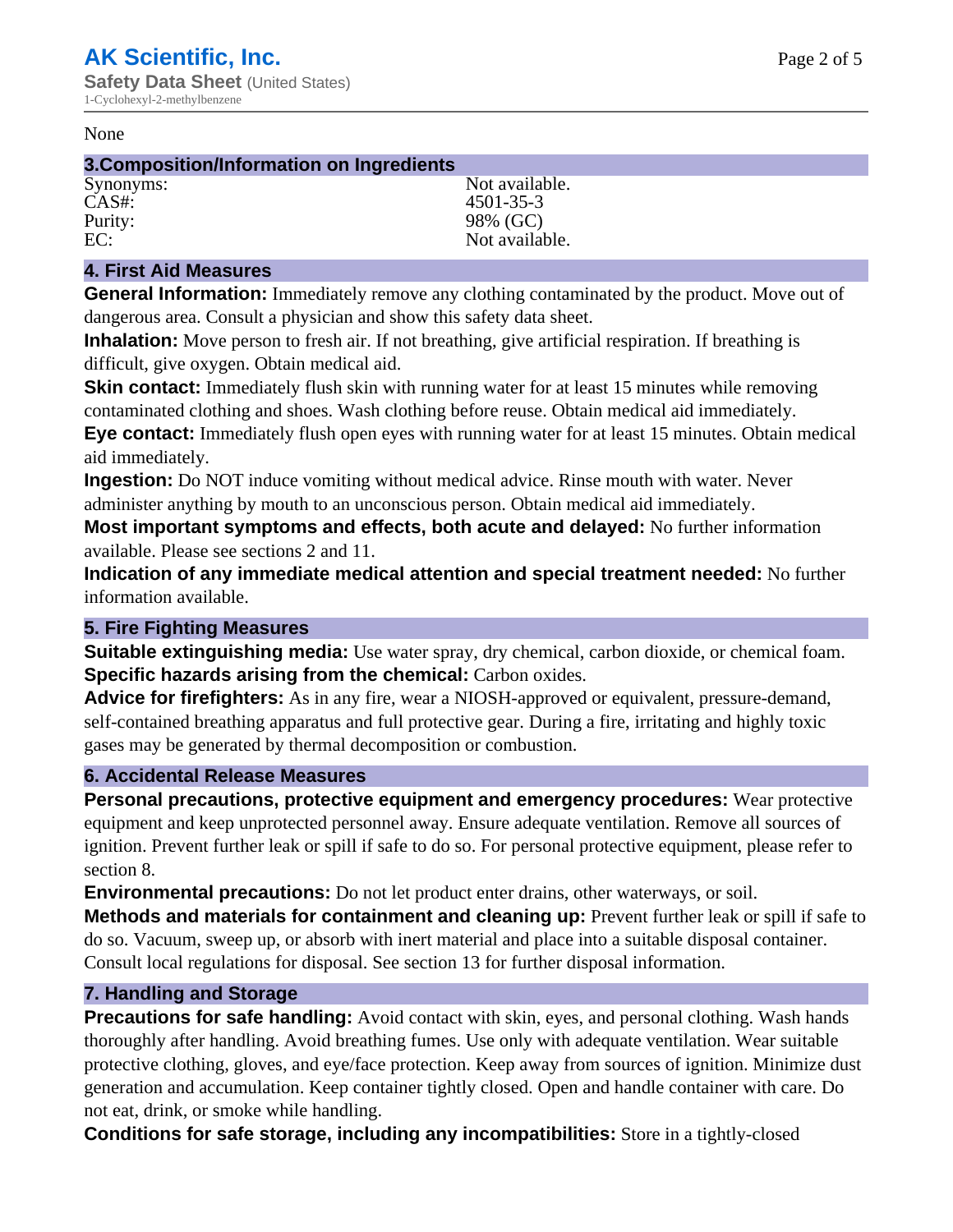None

## 3.Composition/Information on Ingredients

| | |
|---|---|
| Synonyms: | Not available. |
| CAS#: | 4501-35-3 |
| Purity: | 98% (GC) |
| EC: | Not available. |

## 4. First Aid Measures

**General Information:** Immediately remove any clothing contaminated by the product. Move out of dangerous area. Consult a physician and show this safety data sheet.

**Inhalation:** Move person to fresh air. If not breathing, give artificial respiration. If breathing is difficult, give oxygen. Obtain medical aid.

**Skin contact:** Immediately flush skin with running water for at least 15 minutes while removing contaminated clothing and shoes. Wash clothing before reuse. Obtain medical aid immediately.

**Eye contact:** Immediately flush open eyes with running water for at least 15 minutes. Obtain medical aid immediately.

**Ingestion:** Do NOT induce vomiting without medical advice. Rinse mouth with water. Never administer anything by mouth to an unconscious person. Obtain medical aid immediately.

**Most important symptoms and effects, both acute and delayed:** No further information available. Please see sections 2 and 11.

**Indication of any immediate medical attention and special treatment needed:** No further information available.

## 5. Fire Fighting Measures

**Suitable extinguishing media:** Use water spray, dry chemical, carbon dioxide, or chemical foam.

**Specific hazards arising from the chemical:** Carbon oxides.

**Advice for firefighters:** As in any fire, wear a NIOSH-approved or equivalent, pressure-demand, self-contained breathing apparatus and full protective gear. During a fire, irritating and highly toxic gases may be generated by thermal decomposition or combustion.

## 6. Accidental Release Measures

**Personal precautions, protective equipment and emergency procedures:** Wear protective equipment and keep unprotected personnel away. Ensure adequate ventilation. Remove all sources of ignition. Prevent further leak or spill if safe to do so. For personal protective equipment, please refer to section 8.

**Environmental precautions:** Do not let product enter drains, other waterways, or soil.

**Methods and materials for containment and cleaning up:** Prevent further leak or spill if safe to do so. Vacuum, sweep up, or absorb with inert material and place into a suitable disposal container. Consult local regulations for disposal. See section 13 for further disposal information.

## 7. Handling and Storage

**Precautions for safe handling:** Avoid contact with skin, eyes, and personal clothing. Wash hands thoroughly after handling. Avoid breathing fumes. Use only with adequate ventilation. Wear suitable protective clothing, gloves, and eye/face protection. Keep away from sources of ignition. Minimize dust generation and accumulation. Keep container tightly closed. Open and handle container with care. Do not eat, drink, or smoke while handling.

**Conditions for safe storage, including any incompatibilities:** Store in a tightly-closed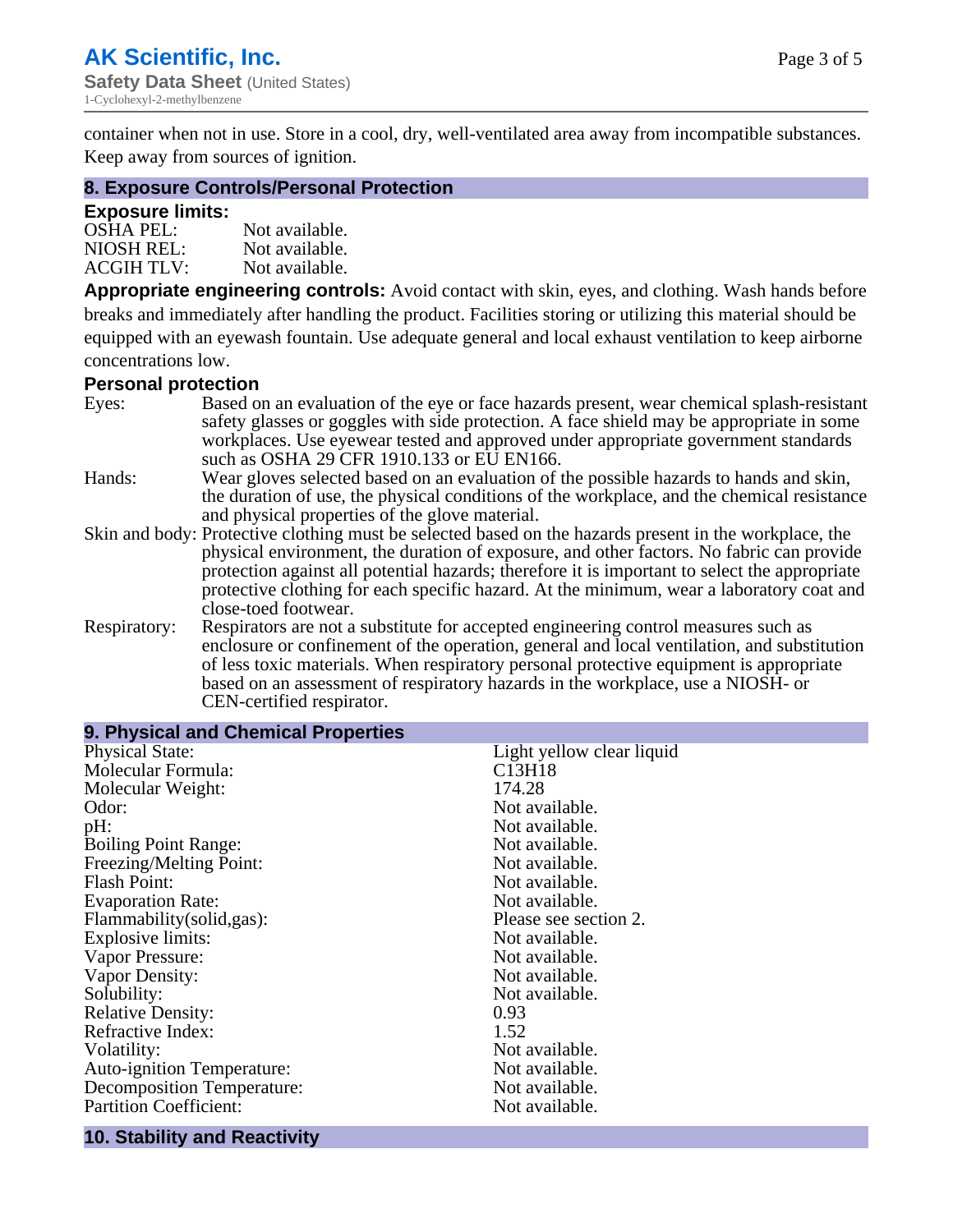container when not in use. Store in a cool, dry, well-ventilated area away from incompatible substances. Keep away from sources of ignition.

## 8. Exposure Controls/Personal Protection

### Exposure limits:

| | |
|---|---|
| OSHA PEL: | Not available. |
| NIOSH REL: | Not available. |
| ACGIH TLV: | Not available. |

**Appropriate engineering controls:** Avoid contact with skin, eyes, and clothing. Wash hands before breaks and immediately after handling the product. Facilities storing or utilizing this material should be equipped with an eyewash fountain. Use adequate general and local exhaust ventilation to keep airborne concentrations low.

### Personal protection

| | |
|---|---|
| Eyes: | Based on an evaluation of the eye or face hazards present, wear chemical splash-resistant safety glasses or goggles with side protection. A face shield may be appropriate in some workplaces. Use eyewear tested and approved under appropriate government standards such as OSHA 29 CFR 1910.133 or EU EN166. |
| Hands: | Wear gloves selected based on an evaluation of the possible hazards to hands and skin, the duration of use, the physical conditions of the workplace, and the chemical resistance and physical properties of the glove material. |
| Skin and body: | Protective clothing must be selected based on the hazards present in the workplace, the physical environment, the duration of exposure, and other factors. No fabric can provide protection against all potential hazards; therefore it is important to select the appropriate protective clothing for each specific hazard. At the minimum, wear a laboratory coat and close-toed footwear. |
| Respiratory: | Respirators are not a substitute for accepted engineering control measures such as enclosure or confinement of the operation, general and local ventilation, and substitution of less toxic materials. When respiratory personal protective equipment is appropriate based on an assessment of respiratory hazards in the workplace, use a NIOSH- or CEN-certified respirator. |

## 9. Physical and Chemical Properties

| | |
|---|---|
| Physical State: | Light yellow clear liquid |
| Molecular Formula: | $C_{13}H_{18}$ |
| Molecular Weight: | 174.28 |
| Odor: | Not available. |
| pH: | Not available. |
| Boiling Point Range: | Not available. |
| Freezing/Melting Point: | Not available. |
| Flash Point: | Not available. |
| Evaporation Rate: | Not available. |
| Flammability(solid,gas): | Please see section 2. |
| Explosive limits: | Not available. |
| Vapor Pressure: | Not available. |
| Vapor Density: | Not available. |
| Solubility: | Not available. |
| Relative Density: | 0.93 |
| Refractive Index: | 1.52 |
| Volatility: | Not available. |
| Auto-ignition Temperature: | Not available. |
| Decomposition Temperature: | Not available. |
| Partition Coefficient: | Not available. |

## 10. Stability and Reactivity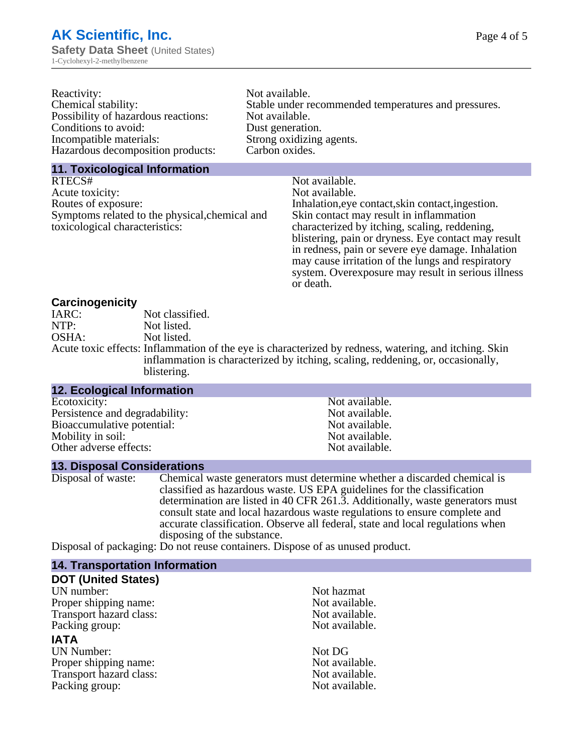| | |
|---|---|
| Reactivity: | Not available. |
| Chemical stability: | Stable under recommended temperatures and pressures. |
| Possibility of hazardous reactions: | Not available. |
| Conditions to avoid: | Dust generation. |
| Incompatible materials: | Strong oxidizing agents. |
| Hazardous decomposition products: | Carbon oxides. |

## 11. Toxicological Information

| | |
|---|---|
| RTECS# | Not available. |
| Acute toxicity: | Not available. |
| Routes of exposure: | Inhalation,eye contact,skin contact,ingestion. |
| Symptoms related to the physical,chemical and toxicological characteristics: | Skin contact may result in inflammation characterized by itching, scaling, reddening, blistering, pain or dryness. Eye contact may result in redness, pain or severe eye damage. Inhalation may cause irritation of the lungs and respiratory system. Overexposure may result in serious illness or death. |

### Carcinogenicity

| | |
|---|---|
| IARC: | Not classified. |
| NTP: | Not listed. |
| OSHA: | Not listed. |
| Acute toxic effects: | Inflammation of the eye is characterized by redness, watering, and itching. Skin inflammation is characterized by itching, scaling, reddening, or, occasionally, blistering. |

## 12. Ecological Information

| | |
|---|---|
| Ecotoxicity: | Not available. |
| Persistence and degradability: | Not available. |
| Bioaccumulative potential: | Not available. |
| Mobility in soil: | Not available. |
| Other adverse effects: | Not available. |

## 13. Disposal Considerations

| | |
|---|---|
| Disposal of waste: | Chemical waste generators must determine whether a discarded chemical is classified as hazardous waste. US EPA guidelines for the classification determination are listed in 40 CFR 261.3. Additionally, waste generators must consult state and local hazardous waste regulations to ensure complete and accurate classification. Observe all federal, state and local regulations when disposing of the substance. |
| Disposal of packaging: | Do not reuse containers. Dispose of as unused product. |

## 14. Transportation Information

### DOT (United States)

| | |
|---|---|
| UN number: | Not hazmat |
| Proper shipping name: | Not available. |
| Transport hazard class: | Not available. |
| Packing group: | Not available. |

### IATA

| | |
|---|---|
| UN Number: | Not DG |
| Proper shipping name: | Not available. |
| Transport hazard class: | Not available. |
| Packing group: | Not available. |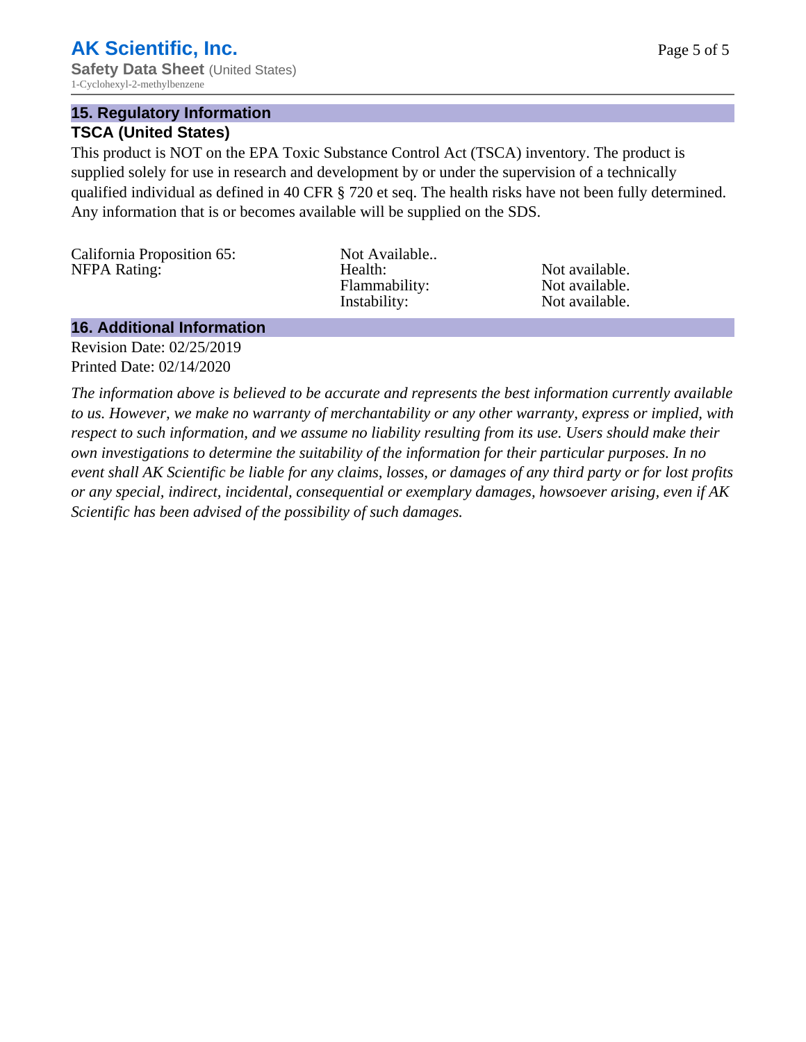## 15. Regulatory Information

### TSCA (United States)

This product is NOT on the EPA Toxic Substance Control Act (TSCA) inventory. The product is supplied solely for use in research and development by or under the supervision of a technically qualified individual as defined in 40 CFR § 720 et seq. The health risks have not been fully determined. Any information that is or becomes available will be supplied on the SDS.

| | | |
|---|---|---|
| California Proposition 65: | Not Available.. | |
| NFPA Rating: | Health: | Not available. |
| | Flammability: | Not available. |
| | Instability: | Not available. |

## 16. Additional Information

Revision Date: 02/25/2019
Printed Date: 02/14/2020

*The information above is believed to be accurate and represents the best information currently available to us. However, we make no warranty of merchantability or any other warranty, express or implied, with respect to such information, and we assume no liability resulting from its use. Users should make their own investigations to determine the suitability of the information for their particular purposes. In no event shall AK Scientific be liable for any claims, losses, or damages of any third party or for lost profits or any special, indirect, incidental, consequential or exemplary damages, howsoever arising, even if AK Scientific has been advised of the possibility of such damages.*